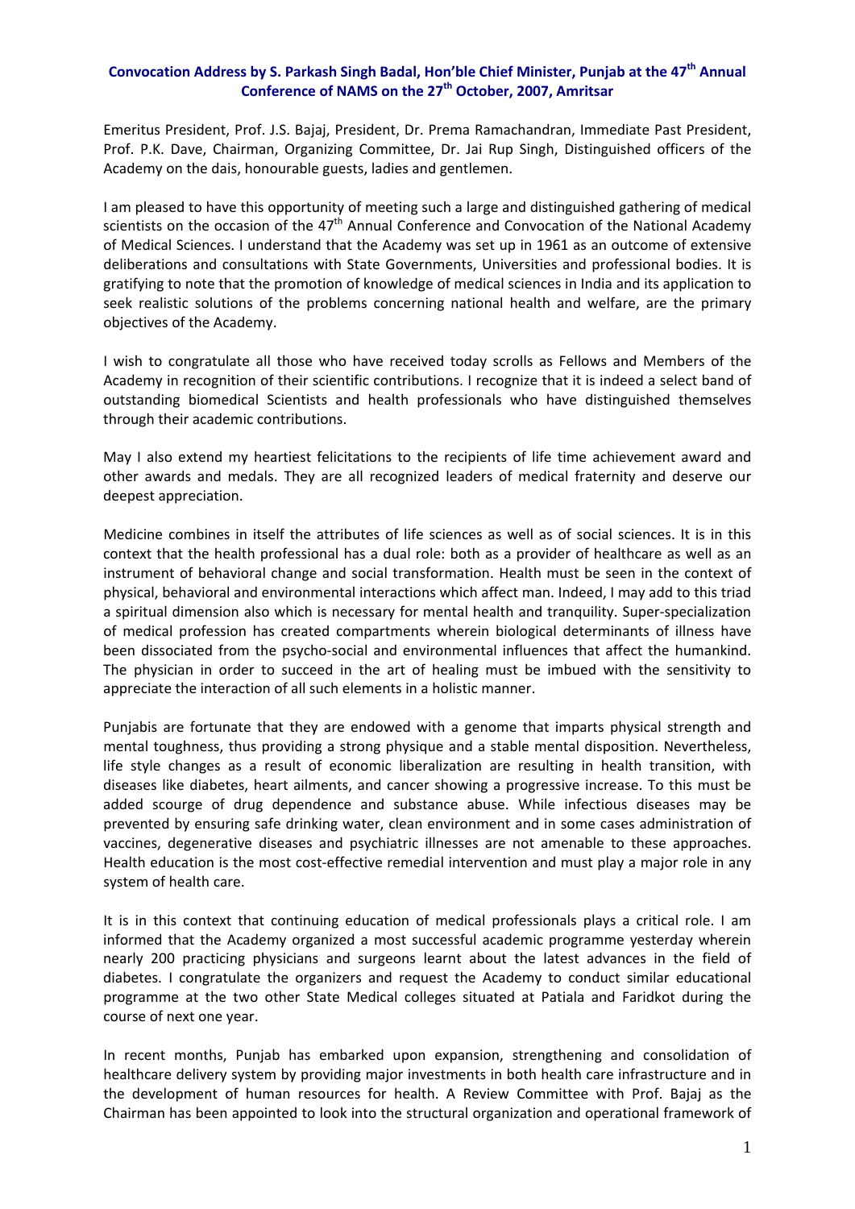**Convocation Address by S. Parkash Singh Badal, Hon'ble Chief Minister, Punjab at the 47th Annual Conference of NAMS on the 27th October, 2007, Amritsar**

Emeritus President, Prof. J.S. Bajaj, President, Dr. Prema Ramachandran, Immediate Past President, Prof. P.K. Dave, Chairman, Organizing Committee, Dr. Jai Rup Singh, Distinguished officers of the Academy on the dais, honourable guests, ladies and gentlemen.

I am pleased to have this opportunity of meeting such a large and distinguished gathering of medical scientists on the occasion of the 47th Annual Conference and Convocation of the National Academy of Medical Sciences. I understand that the Academy was set up in 1961 as an outcome of extensive deliberations and consultations with State Governments, Universities and professional bodies. It is gratifying to note that the promotion of knowledge of medical sciences in India and its application to seek realistic solutions of the problems concerning national health and welfare, are the primary objectives of the Academy.

I wish to congratulate all those who have received today scrolls as Fellows and Members of the Academy in recognition of their scientific contributions. I recognize that it is indeed a select band of outstanding biomedical Scientists and health professionals who have distinguished themselves through their academic contributions.

May I also extend my heartiest felicitations to the recipients of life time achievement award and other awards and medals. They are all recognized leaders of medical fraternity and deserve our deepest appreciation.

Medicine combines in itself the attributes of life sciences as well as of social sciences. It is in this context that the health professional has a dual role: both as a provider of healthcare as well as an instrument of behavioral change and social transformation. Health must be seen in the context of physical, behavioral and environmental interactions which affect man. Indeed, I may add to this triad a spiritual dimension also which is necessary for mental health and tranquility. Super-specialization of medical profession has created compartments wherein biological determinants of illness have been dissociated from the psycho-social and environmental influences that affect the humankind. The physician in order to succeed in the art of healing must be imbued with the sensitivity to appreciate the interaction of all such elements in a holistic manner.

Punjabis are fortunate that they are endowed with a genome that imparts physical strength and mental toughness, thus providing a strong physique and a stable mental disposition. Nevertheless, life style changes as a result of economic liberalization are resulting in health transition, with diseases like diabetes, heart ailments, and cancer showing a progressive increase. To this must be added scourge of drug dependence and substance abuse. While infectious diseases may be prevented by ensuring safe drinking water, clean environment and in some cases administration of vaccines, degenerative diseases and psychiatric illnesses are not amenable to these approaches. Health education is the most cost-effective remedial intervention and must play a major role in any system of health care.

It is in this context that continuing education of medical professionals plays a critical role. I am informed that the Academy organized a most successful academic programme yesterday wherein nearly 200 practicing physicians and surgeons learnt about the latest advances in the field of diabetes. I congratulate the organizers and request the Academy to conduct similar educational programme at the two other State Medical colleges situated at Patiala and Faridkot during the course of next one year.

In recent months, Punjab has embarked upon expansion, strengthening and consolidation of healthcare delivery system by providing major investments in both health care infrastructure and in the development of human resources for health. A Review Committee with Prof. Bajaj as the Chairman has been appointed to look into the structural organization and operational framework of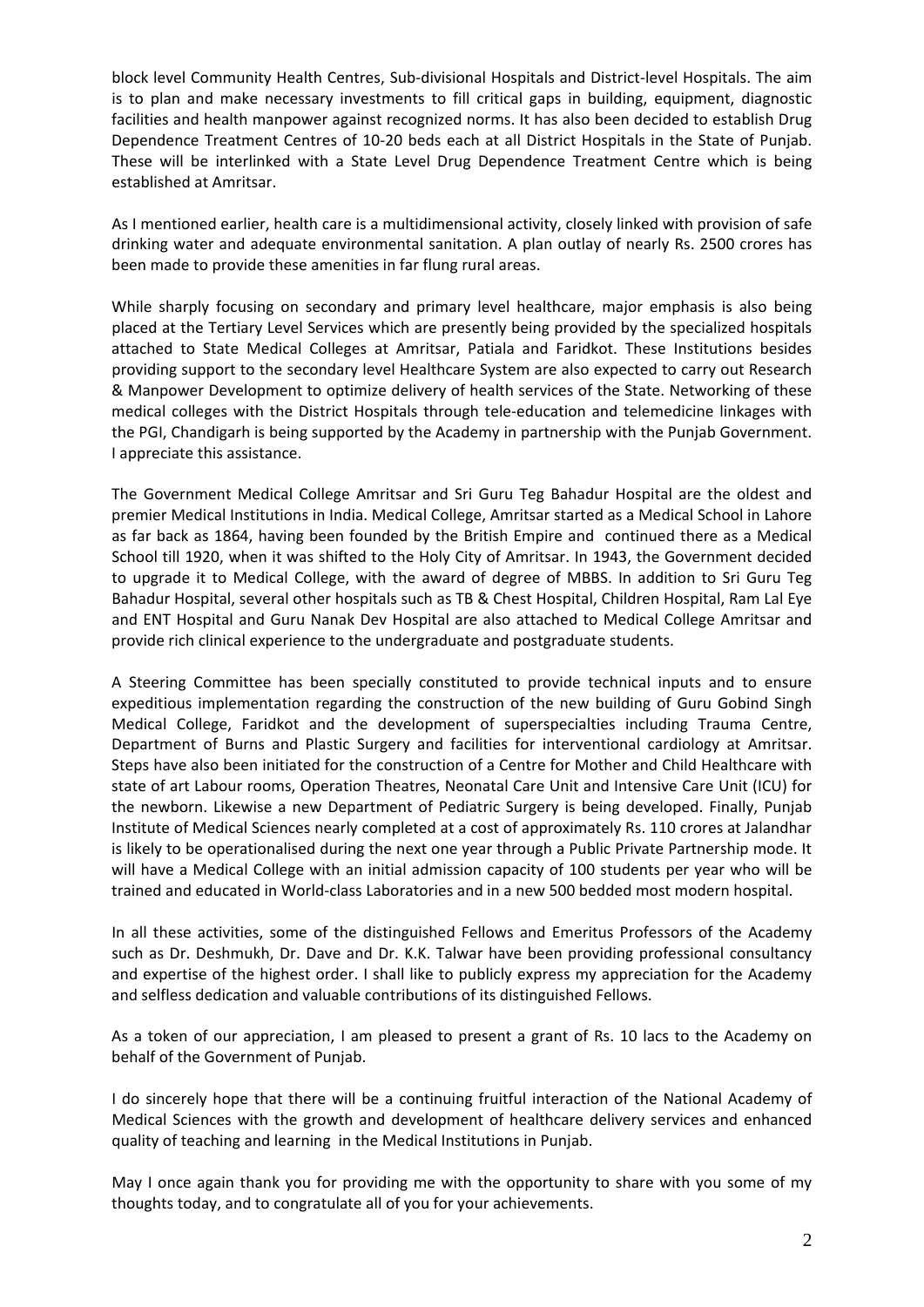block level Community Health Centres, Sub-divisional Hospitals and District-level Hospitals. The aim is to plan and make necessary investments to fill critical gaps in building, equipment, diagnostic facilities and health manpower against recognized norms. It has also been decided to establish Drug Dependence Treatment Centres of 10-20 beds each at all District Hospitals in the State of Punjab. These will be interlinked with a State Level Drug Dependence Treatment Centre which is being established at Amritsar.

As I mentioned earlier, health care is a multidimensional activity, closely linked with provision of safe drinking water and adequate environmental sanitation. A plan outlay of nearly Rs. 2500 crores has been made to provide these amenities in far flung rural areas.

While sharply focusing on secondary and primary level healthcare, major emphasis is also being placed at the Tertiary Level Services which are presently being provided by the specialized hospitals attached to State Medical Colleges at Amritsar, Patiala and Faridkot. These Institutions besides providing support to the secondary level Healthcare System are also expected to carry out Research & Manpower Development to optimize delivery of health services of the State. Networking of these medical colleges with the District Hospitals through tele-education and telemedicine linkages with the PGI, Chandigarh is being supported by the Academy in partnership with the Punjab Government. I appreciate this assistance.

The Government Medical College Amritsar and Sri Guru Teg Bahadur Hospital are the oldest and premier Medical Institutions in India. Medical College, Amritsar started as a Medical School in Lahore as far back as 1864, having been founded by the British Empire and continued there as a Medical School till 1920, when it was shifted to the Holy City of Amritsar. In 1943, the Government decided to upgrade it to Medical College, with the award of degree of MBBS. In addition to Sri Guru Teg Bahadur Hospital, several other hospitals such as TB & Chest Hospital, Children Hospital, Ram Lal Eye and ENT Hospital and Guru Nanak Dev Hospital are also attached to Medical College Amritsar and provide rich clinical experience to the undergraduate and postgraduate students.

A Steering Committee has been specially constituted to provide technical inputs and to ensure expeditious implementation regarding the construction of the new building of Guru Gobind Singh Medical College, Faridkot and the development of superspecialties including Trauma Centre, Department of Burns and Plastic Surgery and facilities for interventional cardiology at Amritsar. Steps have also been initiated for the construction of a Centre for Mother and Child Healthcare with state of art Labour rooms, Operation Theatres, Neonatal Care Unit and Intensive Care Unit (ICU) for the newborn. Likewise a new Department of Pediatric Surgery is being developed. Finally, Punjab Institute of Medical Sciences nearly completed at a cost of approximately Rs. 110 crores at Jalandhar is likely to be operationalised during the next one year through a Public Private Partnership mode. It will have a Medical College with an initial admission capacity of 100 students per year who will be trained and educated in World-class Laboratories and in a new 500 bedded most modern hospital.

In all these activities, some of the distinguished Fellows and Emeritus Professors of the Academy such as Dr. Deshmukh, Dr. Dave and Dr. K.K. Talwar have been providing professional consultancy and expertise of the highest order. I shall like to publicly express my appreciation for the Academy and selfless dedication and valuable contributions of its distinguished Fellows.

As a token of our appreciation, I am pleased to present a grant of Rs. 10 lacs to the Academy on behalf of the Government of Punjab.

I do sincerely hope that there will be a continuing fruitful interaction of the National Academy of Medical Sciences with the growth and development of healthcare delivery services and enhanced quality of teaching and learning in the Medical Institutions in Punjab.

May I once again thank you for providing me with the opportunity to share with you some of my thoughts today, and to congratulate all of you for your achievements.